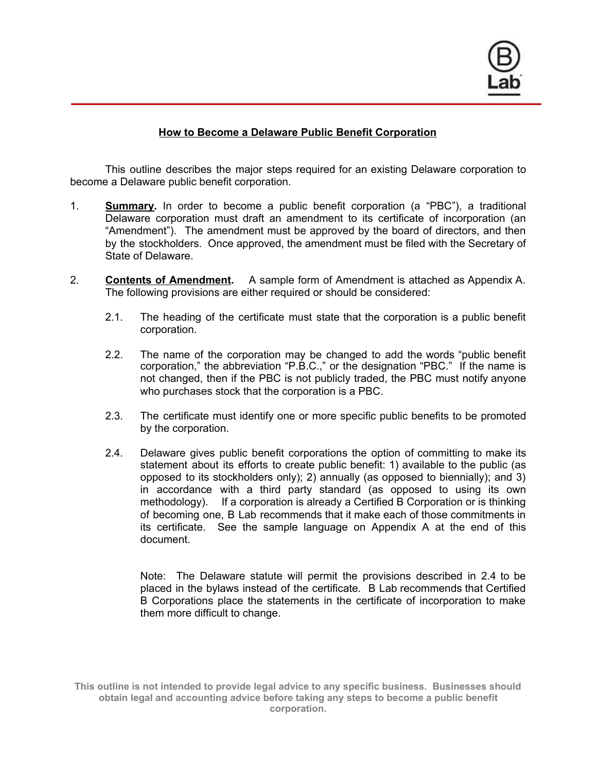# How to Become a Delaware Public Benefit Corporation

This outline describes the major steps required for an existing Delaware corporation to become a Delaware public benefit corporation.

1. **Summary.** In order to become a public benefit corporation (a "PBC"), a traditional Delaware corporation must draft an amendment to its certificate of incorporation (an "Amendment"). The amendment must be approved by the board of directors, and then by the stockholders. Once approved, the amendment must be filed with the Secretary of State of Delaware.

2. **Contents of Amendment.** A sample form of Amendment is attached as Appendix A. The following provisions are either required or should be considered:

   2.1. The heading of the certificate must state that the corporation is a public benefit corporation.

   2.2. The name of the corporation may be changed to add the words "public benefit corporation," the abbreviation "P.B.C.," or the designation "PBC." If the name is not changed, then if the PBC is not publicly traded, the PBC must notify anyone who purchases stock that the corporation is a PBC.

   2.3. The certificate must identify one or more specific public benefits to be promoted by the corporation.

   2.4. Delaware gives public benefit corporations the option of committing to make its statement about its efforts to create public benefit: 1) available to the public (as opposed to its stockholders only); 2) annually (as opposed to biennially); and 3) in accordance with a third party standard (as opposed to using its own methodology). If a corporation is already a Certified B Corporation or is thinking of becoming one, B Lab recommends that it make each of those commitments in its certificate. See the sample language on Appendix A at the end of this document.

   Note: The Delaware statute will permit the provisions described in 2.4 to be placed in the bylaws instead of the certificate. B Lab recommends that Certified B Corporations place the statements in the certificate of incorporation to make them more difficult to change.

**This outline is not intended to provide legal advice to any specific business. Businesses should obtain legal and accounting advice before taking any steps to become a public benefit corporation.**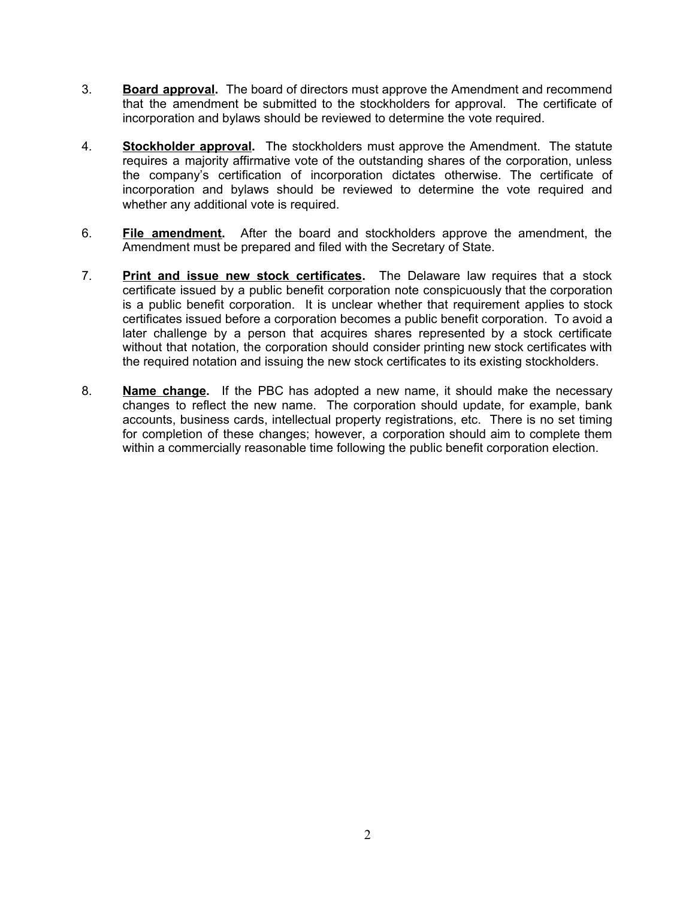3. **Board approval.** The board of directors must approve the Amendment and recommend that the amendment be submitted to the stockholders for approval. The certificate of incorporation and bylaws should be reviewed to determine the vote required.

4. **Stockholder approval.** The stockholders must approve the Amendment. The statute requires a majority affirmative vote of the outstanding shares of the corporation, unless the company's certification of incorporation dictates otherwise. The certificate of incorporation and bylaws should be reviewed to determine the vote required and whether any additional vote is required.

6. **File amendment.** After the board and stockholders approve the amendment, the Amendment must be prepared and filed with the Secretary of State.

7. **Print and issue new stock certificates.** The Delaware law requires that a stock certificate issued by a public benefit corporation note conspicuously that the corporation is a public benefit corporation. It is unclear whether that requirement applies to stock certificates issued before a corporation becomes a public benefit corporation. To avoid a later challenge by a person that acquires shares represented by a stock certificate without that notation, the corporation should consider printing new stock certificates with the required notation and issuing the new stock certificates to its existing stockholders.

8. **Name change.** If the PBC has adopted a new name, it should make the necessary changes to reflect the new name. The corporation should update, for example, bank accounts, business cards, intellectual property registrations, etc. There is no set timing for completion of these changes; however, a corporation should aim to complete them within a commercially reasonable time following the public benefit corporation election.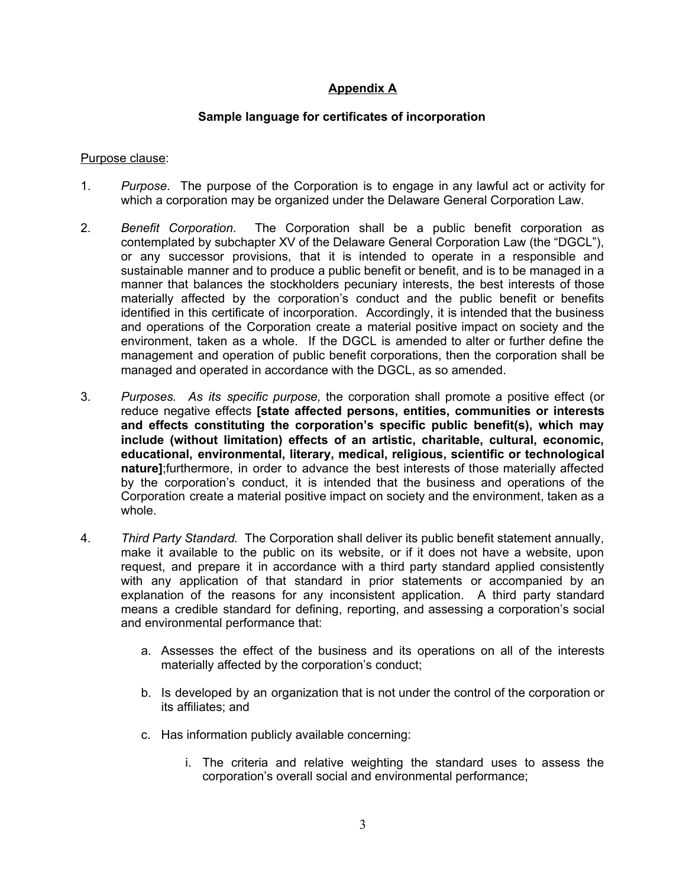## Appendix A

### Sample language for certificates of incorporation

Purpose clause:

1. *Purpose*. The purpose of the Corporation is to engage in any lawful act or activity for which a corporation may be organized under the Delaware General Corporation Law.

2. *Benefit Corporation*. The Corporation shall be a public benefit corporation as contemplated by subchapter XV of the Delaware General Corporation Law (the "DGCL"), or any successor provisions, that it is intended to operate in a responsible and sustainable manner and to produce a public benefit or benefit, and is to be managed in a manner that balances the stockholders pecuniary interests, the best interests of those materially affected by the corporation's conduct and the public benefit or benefits identified in this certificate of incorporation. Accordingly, it is intended that the business and operations of the Corporation create a material positive impact on society and the environment, taken as a whole. If the DGCL is amended to alter or further define the management and operation of public benefit corporations, then the corporation shall be managed and operated in accordance with the DGCL, as so amended.

3. *Purposes. As its specific purpose,* the corporation shall promote a positive effect (or reduce negative effects **[state affected persons, entities, communities or interests and effects constituting the corporation's specific public benefit(s), which may include (without limitation) effects of an artistic, charitable, cultural, economic, educational, environmental, literary, medical, religious, scientific or technological nature]**;furthermore, in order to advance the best interests of those materially affected by the corporation's conduct, it is intended that the business and operations of the Corporation create a material positive impact on society and the environment, taken as a whole.

4. *Third Party Standard.* The Corporation shall deliver its public benefit statement annually, make it available to the public on its website, or if it does not have a website, upon request, and prepare it in accordance with a third party standard applied consistently with any application of that standard in prior statements or accompanied by an explanation of the reasons for any inconsistent application. A third party standard means a credible standard for defining, reporting, and assessing a corporation's social and environmental performance that:

   a. Assesses the effect of the business and its operations on all of the interests materially affected by the corporation's conduct;

   b. Is developed by an organization that is not under the control of the corporation or its affiliates; and

   c. Has information publicly available concerning:

      i. The criteria and relative weighting the standard uses to assess the corporation's overall social and environmental performance;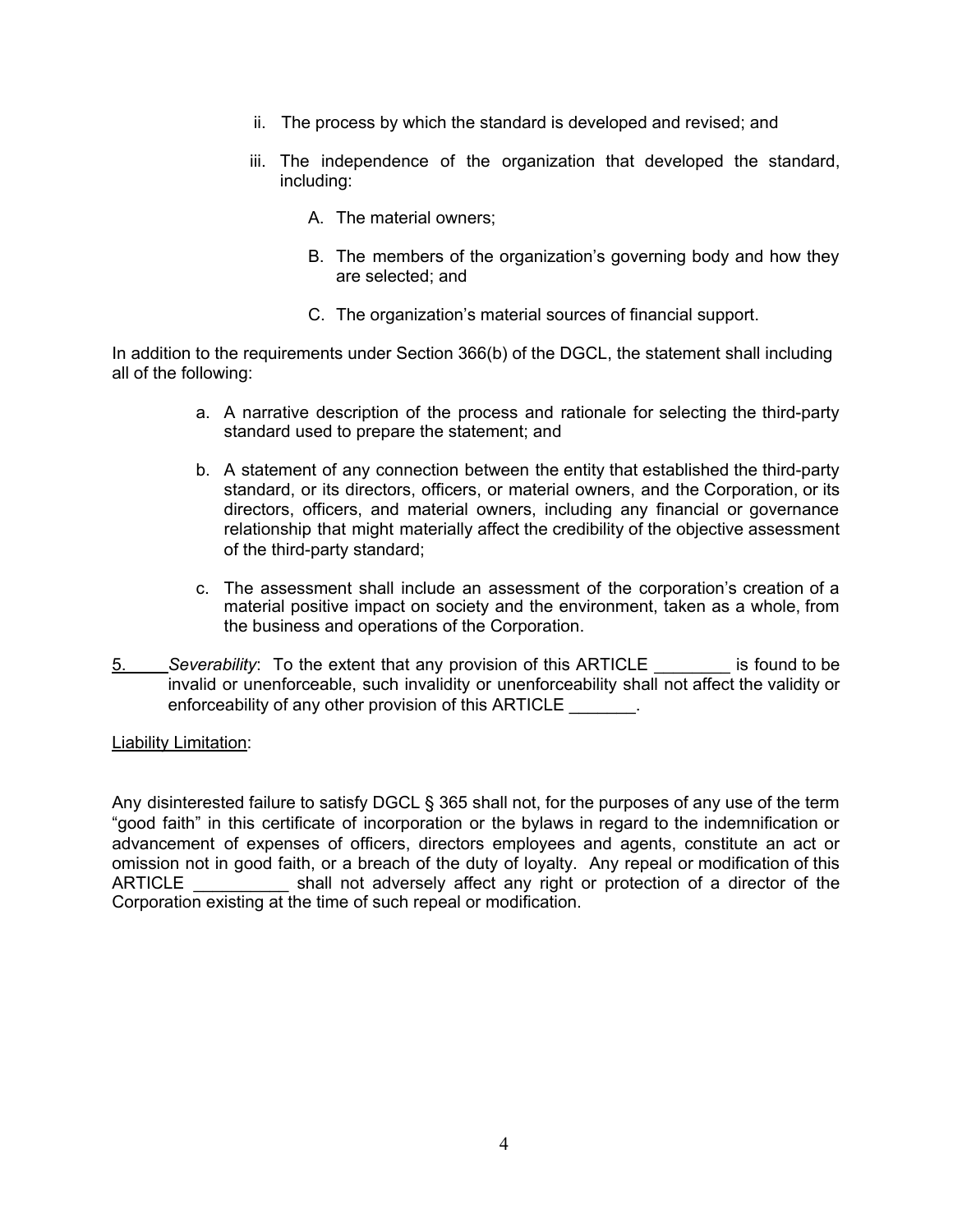ii. The process by which the standard is developed and revised; and

iii. The independence of the organization that developed the standard, including:

   A. The material owners;

   B. The members of the organization's governing body and how they are selected; and

   C. The organization's material sources of financial support.

In addition to the requirements under Section 366(b) of the DGCL, the statement shall including all of the following:

a. A narrative description of the process and rationale for selecting the third-party standard used to prepare the statement; and

b. A statement of any connection between the entity that established the third-party standard, or its directors, officers, or material owners, and the Corporation, or its directors, officers, and material owners, including any financial or governance relationship that might materially affect the credibility of the objective assessment of the third-party standard;

c. The assessment shall include an assessment of the corporation's creation of a material positive impact on society and the environment, taken as a whole, from the business and operations of the Corporation.

5. *Severability*: To the extent that any provision of this ARTICLE ________ is found to be invalid or unenforceable, such invalidity or unenforceability shall not affect the validity or enforceability of any other provision of this ARTICLE _______.

Liability Limitation:

Any disinterested failure to satisfy DGCL § 365 shall not, for the purposes of any use of the term "good faith" in this certificate of incorporation or the bylaws in regard to the indemnification or advancement of expenses of officers, directors employees and agents, constitute an act or omission not in good faith, or a breach of the duty of loyalty. Any repeal or modification of this ARTICLE __________ shall not adversely affect any right or protection of a director of the Corporation existing at the time of such repeal or modification.